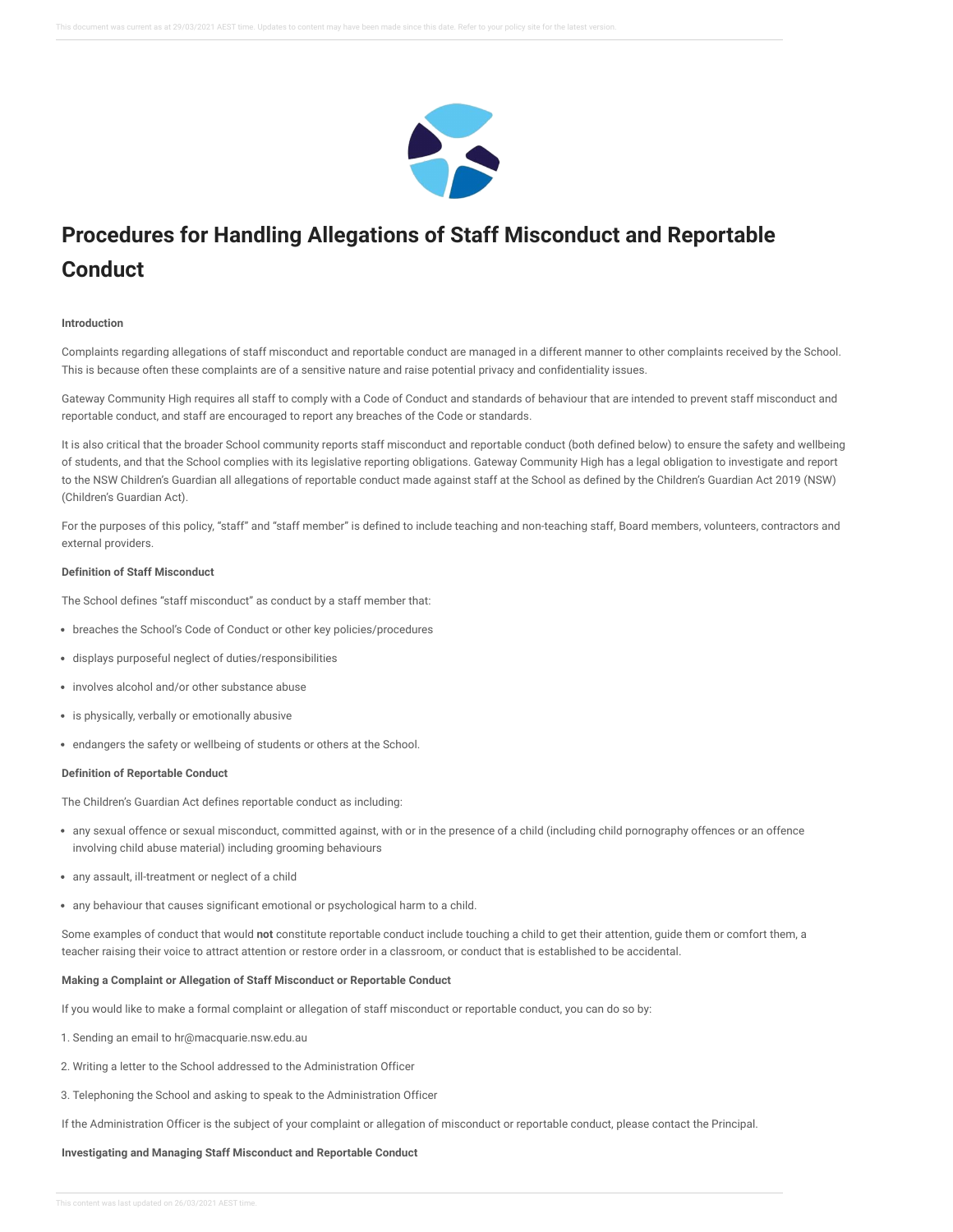# Procedures for Handling Allegations of Staff Misconduct and Reportable Conduct

**Introduction**

Complaints regarding allegations of staff misconduct and reportable conduct are managed in a different manner to other complaints received by the School. This is because often these complaints are of a sensitive nature and raise potential privacy and confidentiality issues.

Gateway Community High requires all staff to comply with a Code of Conduct and standards of behaviour that are intended to prevent staff misconduct and reportable conduct, and staff are encouraged to report any breaches of the Code or standards.

It is also critical that the broader School community reports staff misconduct and reportable conduct (both defined below) to ensure the safety and wellbeing of students, and that the School complies with its legislative reporting obligations. Gateway Community High has a legal obligation to investigate and report to the NSW Children's Guardian all allegations of reportable conduct made against staff at the School as defined by the Children's Guardian Act 2019 (NSW) (Children's Guardian Act).

For the purposes of this policy, "staff" and "staff member" is defined to include teaching and non-teaching staff, Board members, volunteers, contractors and external providers.

**Definition of Staff Misconduct**

The School defines "staff misconduct" as conduct by a staff member that:

- breaches the School's Code of Conduct or other key policies/procedures
- displays purposeful neglect of duties/responsibilities
- involves alcohol and/or other substance abuse
- is physically, verbally or emotionally abusive
- endangers the safety or wellbeing of students or others at the School.

**Definition of Reportable Conduct**

The Children's Guardian Act defines reportable conduct as including:

- any sexual offence or sexual misconduct, committed against, with or in the presence of a child (including child pornography offences or an offence involving child abuse material) including grooming behaviours
- any assault, ill-treatment or neglect of a child
- any behaviour that causes significant emotional or psychological harm to a child.

Some examples of conduct that would **not** constitute reportable conduct include touching a child to get their attention, guide them or comfort them, a teacher raising their voice to attract attention or restore order in a classroom, or conduct that is established to be accidental.

**Making a Complaint or Allegation of Staff Misconduct or Reportable Conduct**

If you would like to make a formal complaint or allegation of staff misconduct or reportable conduct, you can do so by:

1. Sending an email to hr@macquarie.nsw.edu.au
2. Writing a letter to the School addressed to the Administration Officer
3. Telephoning the School and asking to speak to the Administration Officer

If the Administration Officer is the subject of your complaint or allegation of misconduct or reportable conduct, please contact the Principal.

**Investigating and Managing Staff Misconduct and Reportable Conduct**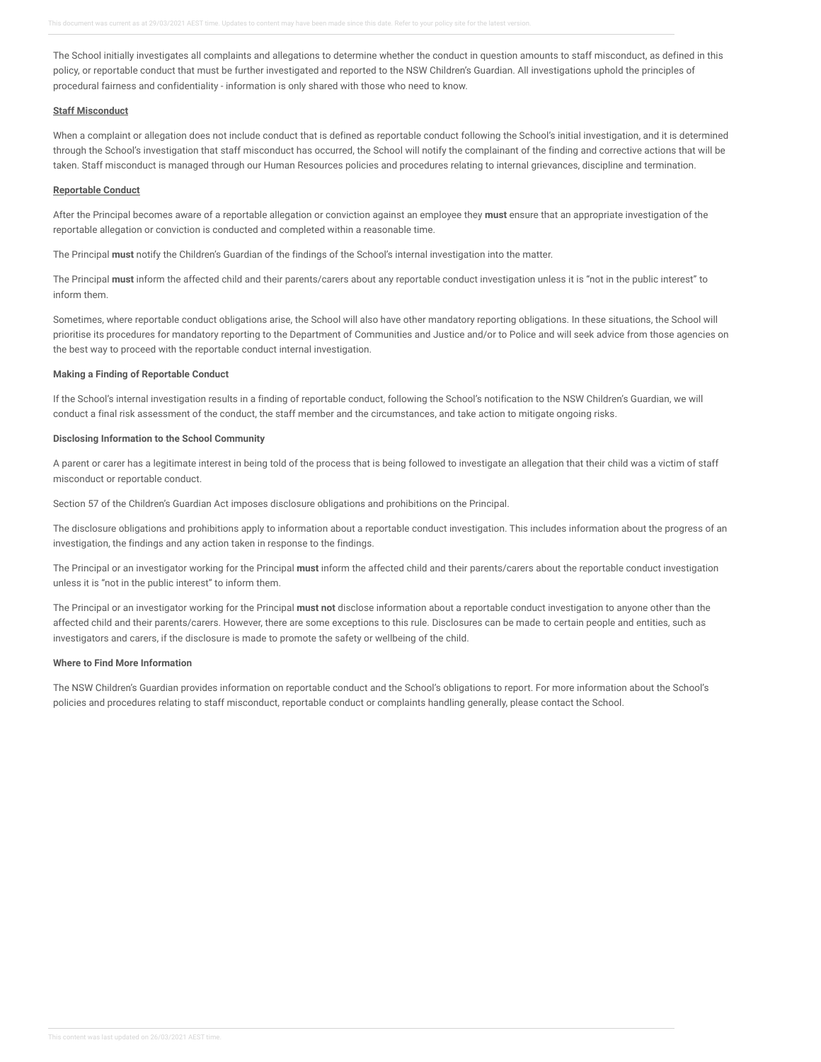The School initially investigates all complaints and allegations to determine whether the conduct in question amounts to staff misconduct, as defined in this policy, or reportable conduct that must be further investigated and reported to the NSW Children's Guardian. All investigations uphold the principles of procedural fairness and confidentiality - information is only shared with those who need to know.

**Staff Misconduct**

When a complaint or allegation does not include conduct that is defined as reportable conduct following the School's initial investigation, and it is determined through the School's investigation that staff misconduct has occurred, the School will notify the complainant of the finding and corrective actions that will be taken. Staff misconduct is managed through our Human Resources policies and procedures relating to internal grievances, discipline and termination.

**Reportable Conduct**

After the Principal becomes aware of a reportable allegation or conviction against an employee they **must** ensure that an appropriate investigation of the reportable allegation or conviction is conducted and completed within a reasonable time.

The Principal **must** notify the Children's Guardian of the findings of the School's internal investigation into the matter.

The Principal **must** inform the affected child and their parents/carers about any reportable conduct investigation unless it is "not in the public interest" to inform them.

Sometimes, where reportable conduct obligations arise, the School will also have other mandatory reporting obligations. In these situations, the School will prioritise its procedures for mandatory reporting to the Department of Communities and Justice and/or to Police and will seek advice from those agencies on the best way to proceed with the reportable conduct internal investigation.

**Making a Finding of Reportable Conduct**

If the School's internal investigation results in a finding of reportable conduct, following the School's notification to the NSW Children's Guardian, we will conduct a final risk assessment of the conduct, the staff member and the circumstances, and take action to mitigate ongoing risks.

**Disclosing Information to the School Community**

A parent or carer has a legitimate interest in being told of the process that is being followed to investigate an allegation that their child was a victim of staff misconduct or reportable conduct.

Section 57 of the Children's Guardian Act imposes disclosure obligations and prohibitions on the Principal.

The disclosure obligations and prohibitions apply to information about a reportable conduct investigation. This includes information about the progress of an investigation, the findings and any action taken in response to the findings.

The Principal or an investigator working for the Principal **must** inform the affected child and their parents/carers about the reportable conduct investigation unless it is "not in the public interest" to inform them.

The Principal or an investigator working for the Principal **must not** disclose information about a reportable conduct investigation to anyone other than the affected child and their parents/carers. However, there are some exceptions to this rule. Disclosures can be made to certain people and entities, such as investigators and carers, if the disclosure is made to promote the safety or wellbeing of the child.

**Where to Find More Information**

The NSW Children's Guardian provides information on reportable conduct and the School's obligations to report. For more information about the School's policies and procedures relating to staff misconduct, reportable conduct or complaints handling generally, please contact the School.